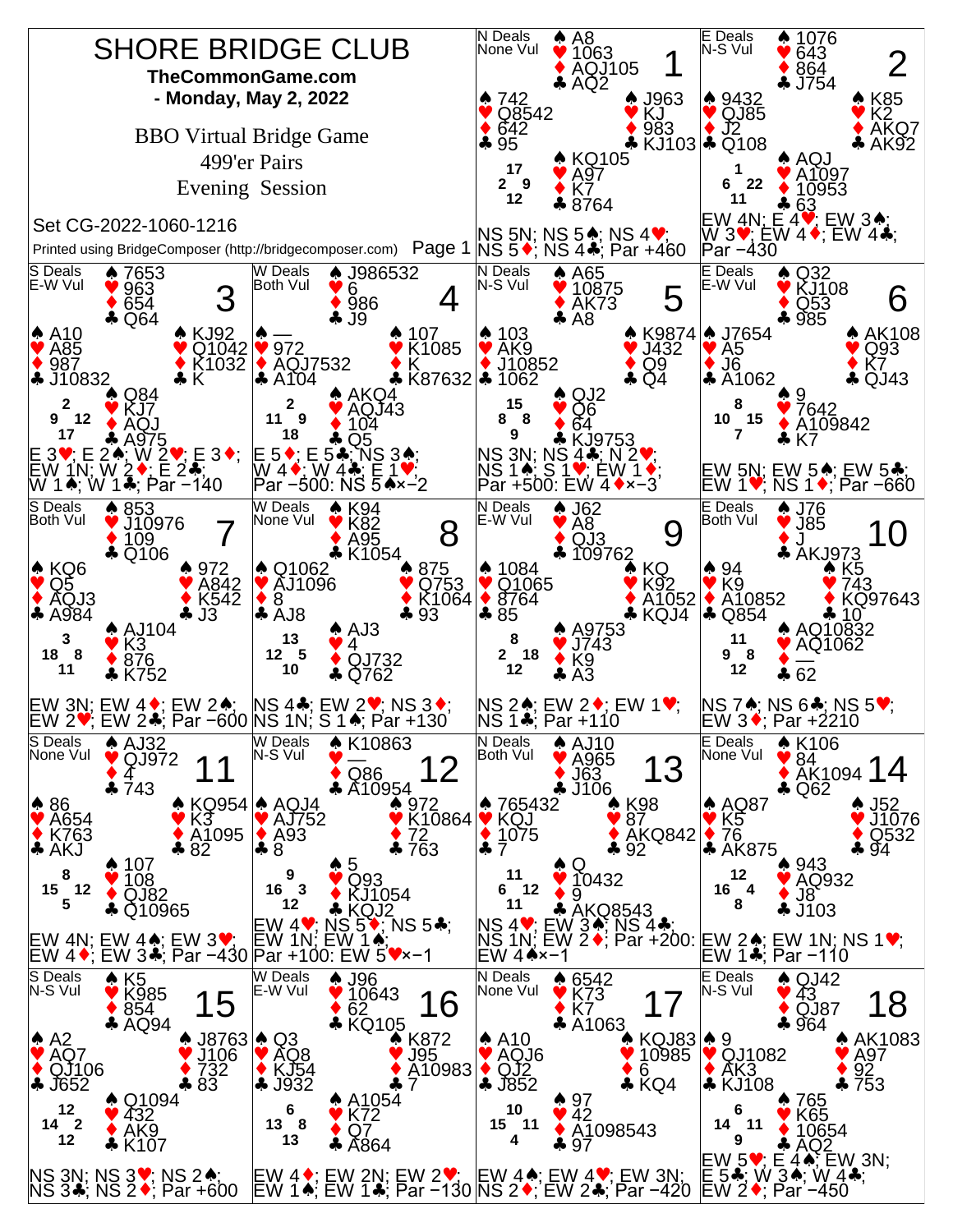# SHORE BRIDGE CLUB

**TheCommonGame.com**

**- Monday, May 2, 2022**

BBO Virtual Bridge Game

499'er Pairs

Evening Session

Set CG-2022-1060-1216

Printed using BridgeComposer (http://bridgecomposer.com)

---

## Board 1

N Deals, None Vul

| | Cards |
|---|---|
| North | ♠ A8 ♥ 1063 ♦ AQJ105 ♣ AQ2 |
| West | ♠ 742 ♥ Q8542 ♦ 642 ♣ 95 |
| East | ♠ J963 ♥ KJ ♦ 983 ♣ KJ103 |
| South | ♠ KQ105 ♥ A97 ♦ K7 ♣ 8764 |

HCP: N 17, W 2, E 9, S 12

NS 5N; NS 5♠; NS 4♥; NS 5♦; NS 4♣; Par +460

## Board 2

E Deals, N-S Vul

| | Cards |
|---|---|
| North | ♠ 1076 ♥ 643 ♦ 864 ♣ J754 |
| West | ♠ 9432 ♥ QJ85 ♦ J2 ♣ Q108 |
| East | ♠ K85 ♥ K2 ♦ AKQ7 ♣ AK92 |
| South | ♠ AQJ ♥ A1097 ♦ 10953 ♣ 63 |

HCP: N 1, W 6, E 22, S 11

EW 4N; E 4♥; EW 3♠; W 3♥; EW 4♦; EW 4♣; Par −430

## Board 3

S Deals, E-W Vul

| | Cards |
|---|---|
| North | ♠ 7653 ♥ 963 ♦ 654 ♣ Q64 |
| West | ♠ A10 ♥ A85 ♦ 987 ♣ J10832 |
| East | ♠ KJ92 ♥ Q1042 ♦ K1032 ♣ K |
| South | ♠ Q84 ♥ KJ7 ♦ AQJ ♣ A975 |

HCP: N 2, W 9, E 12, S 17

E 3♥; E 2♠; W 2♥; E 3♦; EW 1N; W 2♦; E 2♣; W 1♠; W 1♣; Par −140

## Board 4

W Deals, Both Vul

| | Cards |
|---|---|
| North | ♠ J986532 ♥ 6 ♦ 986 ♣ J9 |
| West | ♠ — ♥ 972 ♦ AQJ7532 ♣ A104 |
| East | ♠ 107 ♥ K1085 ♦ K ♣ K87632 |
| South | ♠ AKQ4 ♥ AQJ43 ♦ 104 ♣ Q5 |

HCP: N 2, W 11, E 9, S 18

E 5♦; E 5♣; NS 3♠; W 4♦; W 4♣; E 1♥; Par −500: NS 5♠×−2

## Board 5

N Deals, N-S Vul

| | Cards |
|---|---|
| North | ♠ A65 ♥ 10875 ♦ AK73 ♣ A8 |
| West | ♠ 103 ♥ AK9 ♦ J10852 ♣ 1062 |
| East | ♠ K9874 ♥ J432 ♦ Q9 ♣ Q4 |
| South | ♠ QJ2 ♥ Q6 ♦ 64 ♣ KJ9753 |

HCP: N 15, W 8, E 8, S 9

NS 3N; NS 4♣; N 2♥; NS 1♠; S 1♥; EW 1♦; Par +500: EW 4♦×−3

## Board 6

E Deals, E-W Vul

| | Cards |
|---|---|
| North | ♠ Q32 ♥ KJ108 ♦ Q53 ♣ 985 |
| West | ♠ J7654 ♥ A5 ♦ J6 ♣ A1062 |
| East | ♠ AK108 ♥ Q93 ♦ K7 ♣ QJ43 |
| South | ♠ 9 ♥ 7642 ♦ A109842 ♣ K7 |

HCP: N 8, W 10, E 15, S 7

EW 5N; EW 5♠; EW 5♣; EW 1♥; NS 1♦; Par −660

## Board 7

S Deals, Both Vul

| | Cards |
|---|---|
| North | ♠ 853 ♥ J10976 ♦ 109 ♣ Q106 |
| West | ♠ KQ6 ♥ Q5 ♦ AQJ3 ♣ A984 |
| East | ♠ 972 ♥ A842 ♦ K542 ♣ J3 |
| South | ♠ AJ104 ♥ K3 ♦ 876 ♣ K752 |

HCP: N 3, W 18, E 8, S 11

EW 3N; EW 4♦; EW 2♠; EW 2♥; EW 2♣; Par −600

## Board 8

W Deals, None Vul

| | Cards |
|---|---|
| North | ♠ K94 ♥ K82 ♦ A95 ♣ K1054 |
| West | ♠ Q1062 ♥ AJ1096 ♦ 8 ♣ AJ8 |
| East | ♠ 875 ♥ Q753 ♦ K1064 ♣ 93 |
| South | ♠ AJ3 ♥ 4 ♦ QJ732 ♣ Q762 |

HCP: N 13, W 12, E 5, S 10

NS 4♣; EW 2♥; NS 3♦; NS 1N; S 1♠; Par +130

## Board 9

N Deals, E-W Vul

| | Cards |
|---|---|
| North | ♠ J62 ♥ A8 ♦ QJ3 ♣ 109762 |
| West | ♠ 1084 ♥ Q1065 ♦ 8764 ♣ 85 |
| East | ♠ KQ ♥ K92 ♦ A1052 ♣ KQJ4 |
| South | ♠ A9753 ♥ J743 ♦ K9 ♣ A3 |

HCP: N 8, W 2, E 18, S 12

NS 2♠; EW 2♦; EW 1♥; NS 1♣; Par +110

## Board 10

E Deals, Both Vul

| | Cards |
|---|---|
| North | ♠ J76 ♥ J85 ♦ J ♣ AKJ973 |
| West | ♠ 94 ♥ K9 ♦ A10852 ♣ Q854 |
| East | ♠ K5 ♥ 743 ♦ KQ97643 ♣ 10 |
| South | ♠ AQ10832 ♥ AQ1062 ♦ — ♣ 62 |

HCP: N 11, W 9, E 8, S 12

NS 7♠; NS 6♣; NS 5♥; EW 3♦; Par +2210

## Board 11

S Deals, None Vul

| | Cards |
|---|---|
| North | ♠ AJ32 ♥ QJ972 ♦ 4 ♣ 743 |
| West | ♠ 86 ♥ A654 ♦ K763 ♣ AKJ |
| East | ♠ KQ954 ♥ K3 ♦ A1095 ♣ 82 |
| South | ♠ 107 ♥ 108 ♦ QJ82 ♣ Q10965 |

HCP: N 8, W 15, E 12, S 5

EW 4N; EW 4♠; EW 3♥; EW 4♦; EW 3♣; Par −430

## Board 12

W Deals, N-S Vul

| | Cards |
|---|---|
| North | ♠ K10863 ♥ — ♦ Q86 ♣ A10954 |
| West | ♠ AQJ4 ♥ AJ752 ♦ A93 ♣ 8 |
| East | ♠ 972 ♥ K10864 ♦ 72 ♣ 763 |
| South | ♠ 5 ♥ Q93 ♦ KJ1054 ♣ KQJ2 |

HCP: N 9, W 16, E 3, S 12

EW 4♥; NS 5♦; NS 5♣; EW 1N; EW 1♠; Par +100: EW 5♥×−1

## Board 13

N Deals, Both Vul

| | Cards |
|---|---|
| North | ♠ AJ10 ♥ A965 ♦ J63 ♣ J106 |
| West | ♠ 765432 ♥ KQJ ♦ 1075 ♣ 7 |
| East | ♠ K98 ♥ 87 ♦ AKQ842 ♣ 92 |
| South | ♠ Q ♥ 10432 ♦ 9 ♣ AKQ8543 |

HCP: N 11, W 6, E 12, S 11

NS 4♥; EW 3♠; NS 4♣; NS 1N; EW 2♦; Par +200: EW 4♠×−1

## Board 14

E Deals, None Vul

| | Cards |
|---|---|
| North | ♠ K106 ♥ 84 ♦ AK1094 ♣ Q62 |
| West | ♠ AQ87 ♥ K5 ♦ 76 ♣ AK875 |
| East | ♠ J52 ♥ J1076 ♦ Q532 ♣ 94 |
| South | ♠ 943 ♥ AQ932 ♦ J8 ♣ J103 |

HCP: N 12, W 16, E 4, S 8

EW 2♠; EW 1N; NS 1♥; EW 1♣; Par −110

## Board 15

S Deals, N-S Vul

| | Cards |
|---|---|
| North | ♠ K5 ♥ K985 ♦ 854 ♣ AQ94 |
| West | ♠ A2 ♥ AQ7 ♦ QJ106 ♣ J652 |
| East | ♠ J8763 ♥ J106 ♦ 732 ♣ 83 |
| South | ♠ Q1094 ♥ 432 ♦ AK9 ♣ K107 |

HCP: N 12, W 14, E 2, S 12

NS 3N; NS 3♥; NS 2♠; NS 3♣; NS 2♦; Par +600

## Board 16

W Deals, E-W Vul

| | Cards |
|---|---|
| North | ♠ J96 ♥ 10643 ♦ 62 ♣ KQ105 |
| West | ♠ Q3 ♥ AQ8 ♦ KJ54 ♣ J932 |
| East | ♠ K872 ♥ J95 ♦ A10983 ♣ 7 |
| South | ♠ A1054 ♥ K72 ♦ Q7 ♣ A864 |

HCP: N 6, W 13, E 8, S 13

EW 4♦; EW 2N; EW 2♥; EW 1♠; EW 1♣; Par −130

## Board 17

N Deals, None Vul

| | Cards |
|---|---|
| North | ♠ 6542 ♥ K73 ♦ K7 ♣ A1063 |
| West | ♠ A10 ♥ AQJ6 ♦ QJ2 ♣ J852 |
| East | ♠ KQJ83 ♥ 10985 ♦ 6 ♣ KQ4 |
| South | ♠ 97 ♥ 42 ♦ A1098543 ♣ 97 |

HCP: N 10, W 15, E 11, S 4

EW 4♠; EW 4♥; EW 3N; NS 2♦; EW 2♣; Par −420

## Board 18

E Deals, N-S Vul

| | Cards |
|---|---|
| North | ♠ QJ42 ♥ 43 ♦ QJ87 ♣ 964 |
| West | ♠ 9 ♥ QJ1082 ♦ AK3 ♣ KJ108 |
| East | ♠ AK1083 ♥ A97 ♦ 92 ♣ 753 |
| South | ♠ 765 ♥ K65 ♦ 10654 ♣ AQ2 |

HCP: N 6, W 14, E 11, S 9

EW 5♥; E 4♠; EW 3N; E 5♣; W 3♠; W 4♣; EW 2♦; Par −450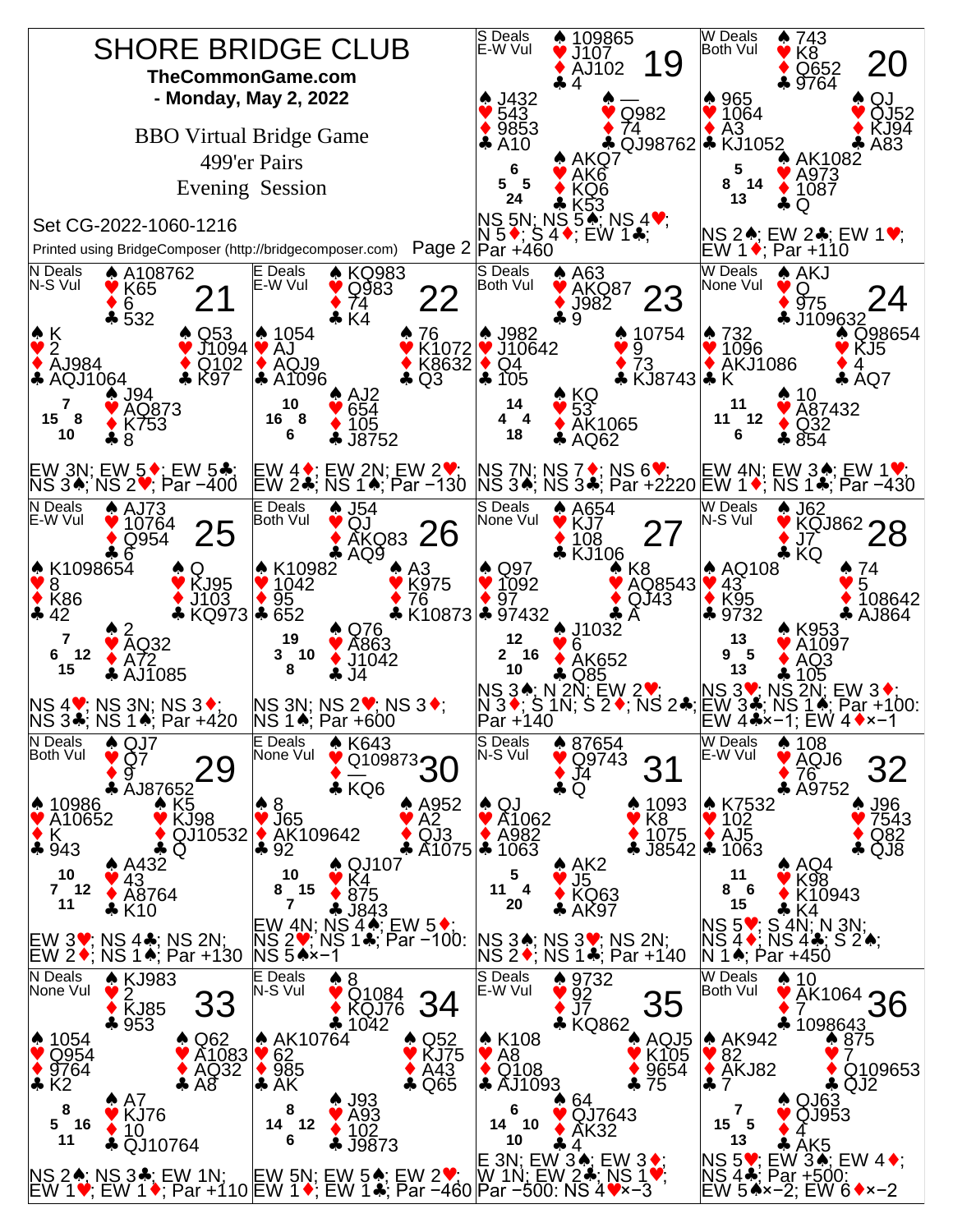# SHORE BRIDGE CLUB

**TheCommonGame.com**

**- Monday, May 2, 2022**

BBO Virtual Bridge Game

499'er Pairs

Evening Session

Set CG-2022-1060-1216

Printed using BridgeComposer (http://bridgecomposer.com)

## Board 19

S Deals, E-W Vul

North: ♠ 109865 ♥ J107 ♦ AJ102 ♣ 4

West: ♠ J432 ♥ 543 ♦ 9853 ♣ A10

East: ♠ — ♥ Q982 ♦ 74 ♣ QJ98762

South: ♠ AKQ7 ♥ AK6 ♦ KQ6 ♣ K53

HCP: N 6, W 5, E 5, S 24

NS 5N; NS 5♠; NS 4♥; N 5♦; S 4♦; EW 1♣; Par +460

## Board 20

W Deals, Both Vul

North: ♠ 743 ♥ K8 ♦ Q652 ♣ 9764

West: ♠ 965 ♥ 1064 ♦ A3 ♣ KJ1052

East: ♠ QJ ♥ QJ52 ♦ KJ94 ♣ A83

South: ♠ AK1082 ♥ A973 ♦ 1087 ♣ Q

HCP: N 5, W 8, E 14, S 13

NS 2♠; EW 2♣; EW 1♥; EW 1♦; Par +110

## Board 21

N Deals, N-S Vul

North: ♠ A108762 ♥ K65 ♦ 6 ♣ 532

West: ♠ K ♥ 2 ♦ AJ984 ♣ AQJ1064

East: ♠ Q53 ♥ J1094 ♦ Q102 ♣ K97

South: ♠ J94 ♥ AQ873 ♦ K753 ♣ 8

HCP: N 7, W 15, E 8, S 10

EW 3N; EW 5♦; EW 5♣; NS 3♠; NS 2♥; Par −400

## Board 22

E Deals, E-W Vul

North: ♠ KQ983 ♥ Q983 ♦ 74 ♣ K4

West: ♠ 1054 ♥ AJ ♦ AQJ9 ♣ A1096

East: ♠ 76 ♥ K1072 ♦ K8632 ♣ Q3

South: ♠ AJ2 ♥ 654 ♦ 105 ♣ J8752

HCP: N 10, W 16, E 8, S 6

EW 4♦; EW 2N; EW 2♥; EW 2♣; NS 1♠; Par −130

## Board 23

S Deals, Both Vul

North: ♠ A63 ♥ AKQ87 ♦ J982 ♣ 9

West: ♠ J982 ♥ J10642 ♦ Q4 ♣ 105

East: ♠ 10754 ♥ 9 ♦ 73 ♣ KJ8743

South: ♠ KQ ♥ 53 ♦ AK1065 ♣ AQ62

HCP: N 14, W 4, E 4, S 18

NS 7N; NS 7♦; NS 6♥; NS 3♠; NS 3♣; Par +2220

## Board 24

W Deals, None Vul

North: ♠ AKJ ♥ Q ♦ 975 ♣ J109632

West: ♠ 732 ♥ 1096 ♦ AKJ1086 ♣ K

East: ♠ Q98654 ♥ KJ5 ♦ 4 ♣ AQ7

South: ♠ 10 ♥ A87432 ♦ Q32 ♣ 854

HCP: N 11, W 11, E 12, S 6

EW 4N; EW 3♠; EW 1♥; EW 1♦; NS 1♣; Par −430

## Board 25

N Deals, E-W Vul

North: ♠ AJ73 ♥ 10764 ♦ Q954 ♣ 6

West: ♠ K1098654 ♥ 8 ♦ K86 ♣ 42

East: ♠ Q ♥ KJ95 ♦ J103 ♣ KQ973

South: ♠ 2 ♥ AQ32 ♦ A72 ♣ AJ1085

HCP: N 7, W 6, E 12, S 15

NS 4♥; NS 3N; NS 3♦; NS 3♣; NS 1♠; Par +420

## Board 26

E Deals, Both Vul

North: ♠ J54 ♥ QJ ♦ AKQ83 ♣ AQ9

West: ♠ K10982 ♥ 1042 ♦ 95 ♣ 652

East: ♠ A3 ♥ K975 ♦ 76 ♣ K10873

South: ♠ Q76 ♥ A863 ♦ J1042 ♣ J4

HCP: N 19, W 3, E 10, S 8

NS 3N; NS 2♥; NS 3♦; NS 1♠; Par +600

## Board 27

S Deals, None Vul

North: ♠ A654 ♥ KJ7 ♦ 108 ♣ KJ106

West: ♠ Q97 ♥ 1092 ♦ 97 ♣ 97432

East: ♠ K8 ♥ AQ8543 ♦ QJ43 ♣ A

South: ♠ J1032 ♥ 6 ♦ AK652 ♣ Q85

HCP: N 12, W 2, E 16, S 10

NS 3♠; N 2N; EW 2♥; N 3♦; S 1N; S 2♦; NS 2♣; Par +140

## Board 28

W Deals, N-S Vul

North: ♠ J62 ♥ KQJ862 ♦ J7 ♣ KQ

West: ♠ AQ108 ♥ 43 ♦ K95 ♣ 9732

East: ♠ 74 ♥ 5 ♦ 108642 ♣ AJ864

South: ♠ K953 ♥ A1097 ♦ AQ3 ♣ 105

HCP: N 13, W 9, E 5, S 13

NS 3♥; NS 2N; EW 3♦; EW 3♣; NS 1♠; Par +100: EW 4♣×−1; EW 4♦×−1

## Board 29

N Deals, Both Vul

North: ♠ QJ7 ♥ Q7 ♦ 9 ♣ AJ87652

West: ♠ 10986 ♥ A10652 ♦ K ♣ 943

East: ♠ K5 ♥ KJ98 ♦ QJ10532 ♣ Q

South: ♠ A432 ♥ 43 ♦ A8764 ♣ K10

HCP: N 10, W 7, E 12, S 11

EW 3♥; NS 4♣; NS 2N; EW 2♦; NS 1♠; Par +130

## Board 30

E Deals, None Vul

North: ♠ K643 ♥ Q109873 ♦ — ♣ KQ6

West: ♠ 8 ♥ J65 ♦ AK109642 ♣ 92

East: ♠ A952 ♥ A2 ♦ QJ3 ♣ A1075

South: ♠ QJ107 ♥ K4 ♦ 875 ♣ J843

HCP: N 10, W 8, E 15, S 7

EW 4N; NS 4♠; EW 5♦; NS 2♥; NS 1♣; Par −100: NS 5♠×−1

## Board 31

S Deals, N-S Vul

North: ♠ 87654 ♥ Q9743 ♦ J4 ♣ Q

West: ♠ QJ ♥ A1062 ♦ A982 ♣ 1063

East: ♠ 1093 ♥ K8 ♦ 1075 ♣ J8542

South: ♠ AK2 ♥ J5 ♦ KQ63 ♣ AK97

HCP: N 5, W 11, E 4, S 20

NS 3♠; NS 3♥; NS 2N; NS 2♦; NS 1♣; Par +140

## Board 32

W Deals, E-W Vul

North: ♠ 108 ♥ AQJ6 ♦ 76 ♣ A9752

West: ♠ K7532 ♥ 102 ♦ AJ5 ♣ 1063

East: ♠ J96 ♥ 7543 ♦ Q82 ♣ QJ8

South: ♠ AQ4 ♥ K98 ♦ K10943 ♣ K4

HCP: N 11, W 8, E 6, S 15

NS 5♥; S 4N; N 3N; NS 4♦; NS 4♣; S 2♠; N 1♠; Par +450

## Board 33

N Deals, None Vul

North: ♠ KJ983 ♥ 2 ♦ KJ85 ♣ 953

West: ♠ 1054 ♥ Q954 ♦ 9764 ♣ K2

East: ♠ Q62 ♥ A1083 ♦ AQ32 ♣ A8

South: ♠ A7 ♥ KJ76 ♦ 10 ♣ QJ10764

HCP: N 8, W 5, E 16, S 11

NS 2♠; NS 3♣; EW 1N; EW 1♥; EW 1♦; Par +110

## Board 34

E Deals, N-S Vul

North: ♠ 8 ♥ Q1084 ♦ KQJ76 ♣ 1042

West: ♠ AK10764 ♥ 62 ♦ 985 ♣ AK

East: ♠ Q52 ♥ KJ75 ♦ A43 ♣ Q65

South: ♠ J93 ♥ A93 ♦ 102 ♣ J9873

HCP: N 8, W 14, E 12, S 6

EW 5N; EW 5♠; EW 2♥; EW 1♦; EW 1♣; Par −460

## Board 35

S Deals, E-W Vul

North: ♠ 9732 ♥ 92 ♦ J7 ♣ KQ862

West: ♠ K108 ♥ A8 ♦ Q108 ♣ AJ1093

East: ♠ AQJ5 ♥ K105 ♦ 9654 ♣ 75

South: ♠ 64 ♥ QJ7643 ♦ AK32 ♣ 4

HCP: N 6, W 14, E 10, S 10

E 3N; EW 3♠; EW 3♦; W 1N; EW 2♣; NS 1♥; Par −500: NS 4♥×−3

## Board 36

W Deals, Both Vul

North: ♠ 10 ♥ AK1064 ♦ 7 ♣ 1098643

West: ♠ AK942 ♥ 82 ♦ AKJ82 ♣ 7

East: ♠ 875 ♥ 7 ♦ Q109653 ♣ QJ2

South: ♠ QJ63 ♥ QJ953 ♦ 4 ♣ AK5

HCP: N 7, W 15, E 5, S 13

NS 5♥; EW 3♠; EW 4♦; NS 4♣; Par +500: EW 5♠×−2; EW 6♦×−2